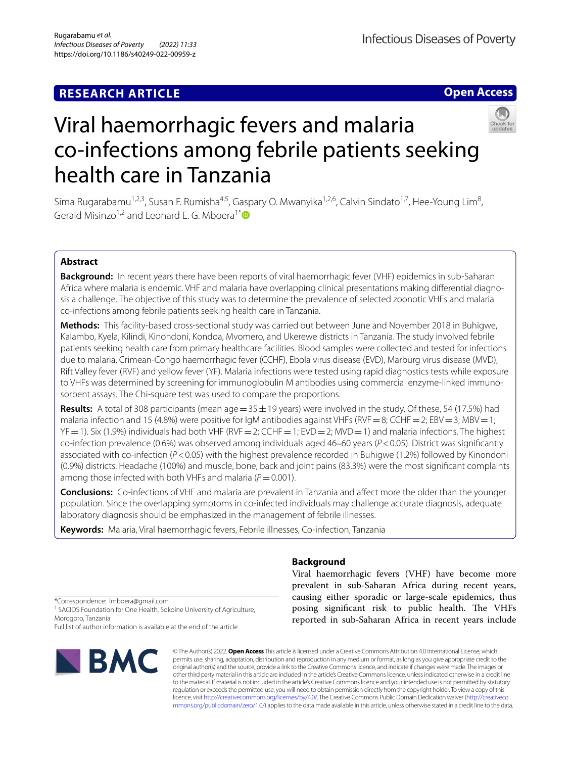RESEARCH ARTICLE

Open Access

# Viral haemorrhagic fevers and malaria co-infections among febrile patients seeking health care in Tanzania

Sima Rugarabamu[1,2,3], Susan F. Rumisha[4,5], Gaspary O. Mwanyika[1,2,6], Calvin Sindato[1,7], Hee-Young Lim[8], Gerald Misinzo[1,2] and Leonard E. G. Mboera[1*]

## Abstract

**Background:** In recent years there have been reports of viral haemorrhagic fever (VHF) epidemics in sub-Saharan Africa where malaria is endemic. VHF and malaria have overlapping clinical presentations making differential diagnosis a challenge. The objective of this study was to determine the prevalence of selected zoonotic VHFs and malaria co-infections among febrile patients seeking health care in Tanzania.

**Methods:** This facility-based cross-sectional study was carried out between June and November 2018 in Buhigwe, Kalambo, Kyela, Kilindi, Kinondoni, Kondoa, Mvomero, and Ukerewe districts in Tanzania. The study involved febrile patients seeking health care from primary healthcare facilities. Blood samples were collected and tested for infections due to malaria, Crimean-Congo haemorrhagic fever (CCHF), Ebola virus disease (EVD), Marburg virus disease (MVD), Rift Valley fever (RVF) and yellow fever (YF). Malaria infections were tested using rapid diagnostics tests while exposure to VHFs was determined by screening for immunoglobulin M antibodies using commercial enzyme-linked immunosorbent assays. The Chi-square test was used to compare the proportions.

**Results:** A total of 308 participants (mean age = 35 ± 19 years) were involved in the study. Of these, 54 (17.5%) had malaria infection and 15 (4.8%) were positive for IgM antibodies against VHFs (RVF = 8; CCHF = 2; EBV = 3; MBV = 1; YF = 1). Six (1.9%) individuals had both VHF (RVF = 2; CCHF = 1; EVD = 2; MVD = 1) and malaria infections. The highest co-infection prevalence (0.6%) was observed among individuals aged 46–60 years ($P < 0.05$). District was significantly associated with co-infection ($P < 0.05$) with the highest prevalence recorded in Buhigwe (1.2%) followed by Kinondoni (0.9%) districts. Headache (100%) and muscle, bone, back and joint pains (83.3%) were the most significant complaints among those infected with both VHFs and malaria ($P = 0.001$).

**Conclusions:** Co-infections of VHF and malaria are prevalent in Tanzania and affect more the older than the younger population. Since the overlapping symptoms in co-infected individuals may challenge accurate diagnosis, adequate laboratory diagnosis should be emphasized in the management of febrile illnesses.

**Keywords:** Malaria, Viral haemorrhagic fevers, Febrile illnesses, Co-infection, Tanzania

## Background

Viral haemorrhagic fevers (VHF) have become more prevalent in sub-Saharan Africa during recent years, causing either sporadic or large-scale epidemics, thus posing significant risk to public health. The VHFs reported in sub-Saharan Africa in recent years include

*Correspondence: lmboera@gmail.com
[1] SACIDS Foundation for One Health, Sokoine University of Agriculture, Morogoro, Tanzania
Full list of author information is available at the end of the article

© The Author(s) 2022. **Open Access** This article is licensed under a Creative Commons Attribution 4.0 International License, which permits use, sharing, adaptation, distribution and reproduction in any medium or format, as long as you give appropriate credit to the original author(s) and the source, provide a link to the Creative Commons licence, and indicate if changes were made. The images or other third party material in this article are included in the article's Creative Commons licence, unless indicated otherwise in a credit line to the material. If material is not included in the article's Creative Commons licence and your intended use is not permitted by statutory regulation or exceeds the permitted use, you will need to obtain permission directly from the copyright holder. To view a copy of this licence, visit http://creativecommons.org/licenses/by/4.0/. The Creative Commons Public Domain Dedication waiver (http://creativecommons.org/publicdomain/zero/1.0/) applies to the data made available in this article, unless otherwise stated in a credit line to the data.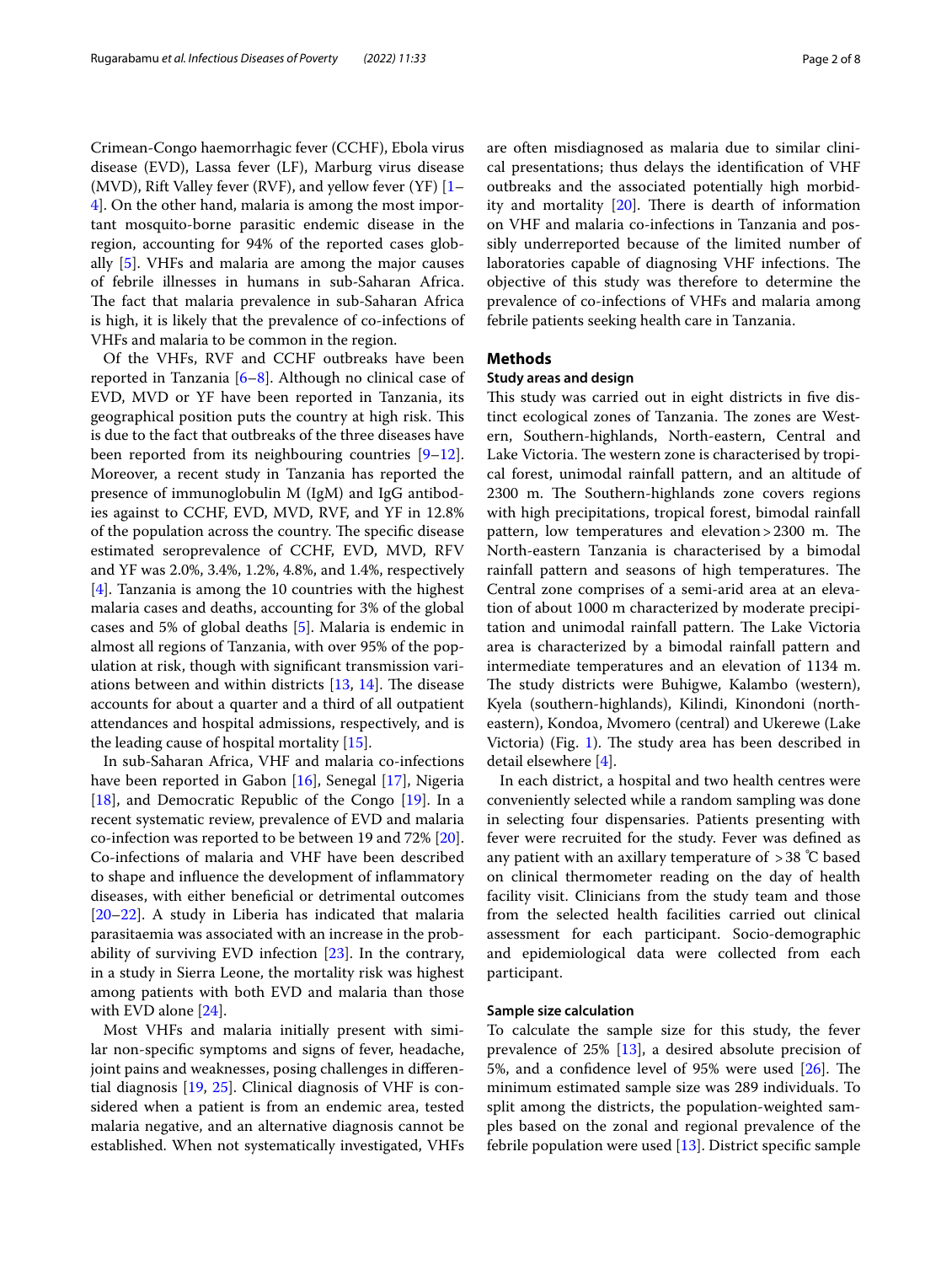Crimean-Congo haemorrhagic fever (CCHF), Ebola virus disease (EVD), Lassa fever (LF), Marburg virus disease (MVD), Rift Valley fever (RVF), and yellow fever (YF) [1–4]. On the other hand, malaria is among the most important mosquito-borne parasitic endemic disease in the region, accounting for 94% of the reported cases globally [5]. VHFs and malaria are among the major causes of febrile illnesses in humans in sub-Saharan Africa. The fact that malaria prevalence in sub-Saharan Africa is high, it is likely that the prevalence of co-infections of VHFs and malaria to be common in the region.

Of the VHFs, RVF and CCHF outbreaks have been reported in Tanzania [6–8]. Although no clinical case of EVD, MVD or YF have been reported in Tanzania, its geographical position puts the country at high risk. This is due to the fact that outbreaks of the three diseases have been reported from its neighbouring countries [9–12]. Moreover, a recent study in Tanzania has reported the presence of immunoglobulin M (IgM) and IgG antibodies against to CCHF, EVD, MVD, RVF, and YF in 12.8% of the population across the country. The specific disease estimated seroprevalence of CCHF, EVD, MVD, RFV and YF was 2.0%, 3.4%, 1.2%, 4.8%, and 1.4%, respectively [4]. Tanzania is among the 10 countries with the highest malaria cases and deaths, accounting for 3% of the global cases and 5% of global deaths [5]. Malaria is endemic in almost all regions of Tanzania, with over 95% of the population at risk, though with significant transmission variations between and within districts [13, 14]. The disease accounts for about a quarter and a third of all outpatient attendances and hospital admissions, respectively, and is the leading cause of hospital mortality [15].

In sub-Saharan Africa, VHF and malaria co-infections have been reported in Gabon [16], Senegal [17], Nigeria [18], and Democratic Republic of the Congo [19]. In a recent systematic review, prevalence of EVD and malaria co-infection was reported to be between 19 and 72% [20]. Co-infections of malaria and VHF have been described to shape and influence the development of inflammatory diseases, with either beneficial or detrimental outcomes [20–22]. A study in Liberia has indicated that malaria parasitaemia was associated with an increase in the probability of surviving EVD infection [23]. In the contrary, in a study in Sierra Leone, the mortality risk was highest among patients with both EVD and malaria than those with EVD alone [24].

Most VHFs and malaria initially present with similar non-specific symptoms and signs of fever, headache, joint pains and weaknesses, posing challenges in differential diagnosis [19, 25]. Clinical diagnosis of VHF is considered when a patient is from an endemic area, tested malaria negative, and an alternative diagnosis cannot be established. When not systematically investigated, VHFs are often misdiagnosed as malaria due to similar clinical presentations; thus delays the identification of VHF outbreaks and the associated potentially high morbidity and mortality [20]. There is dearth of information on VHF and malaria co-infections in Tanzania and possibly underreported because of the limited number of laboratories capable of diagnosing VHF infections. The objective of this study was therefore to determine the prevalence of co-infections of VHFs and malaria among febrile patients seeking health care in Tanzania.

## Methods

### Study areas and design

This study was carried out in eight districts in five distinct ecological zones of Tanzania. The zones are Western, Southern-highlands, North-eastern, Central and Lake Victoria. The western zone is characterised by tropical forest, unimodal rainfall pattern, and an altitude of 2300 m. The Southern-highlands zone covers regions with high precipitations, tropical forest, bimodal rainfall pattern, low temperatures and elevation > 2300 m. The North-eastern Tanzania is characterised by a bimodal rainfall pattern and seasons of high temperatures. The Central zone comprises of a semi-arid area at an elevation of about 1000 m characterized by moderate precipitation and unimodal rainfall pattern. The Lake Victoria area is characterized by a bimodal rainfall pattern and intermediate temperatures and an elevation of 1134 m. The study districts were Buhigwe, Kalambo (western), Kyela (southern-highlands), Kilindi, Kinondoni (north-eastern), Kondoa, Mvomero (central) and Ukerewe (Lake Victoria) (Fig. 1). The study area has been described in detail elsewhere [4].

In each district, a hospital and two health centres were conveniently selected while a random sampling was done in selecting four dispensaries. Patients presenting with fever were recruited for the study. Fever was defined as any patient with an axillary temperature of > 38 ℃ based on clinical thermometer reading on the day of health facility visit. Clinicians from the study team and those from the selected health facilities carried out clinical assessment for each participant. Socio-demographic and epidemiological data were collected from each participant.

### Sample size calculation

To calculate the sample size for this study, the fever prevalence of 25% [13], a desired absolute precision of 5%, and a confidence level of 95% were used [26]. The minimum estimated sample size was 289 individuals. To split among the districts, the population-weighted samples based on the zonal and regional prevalence of the febrile population were used [13]. District specific sample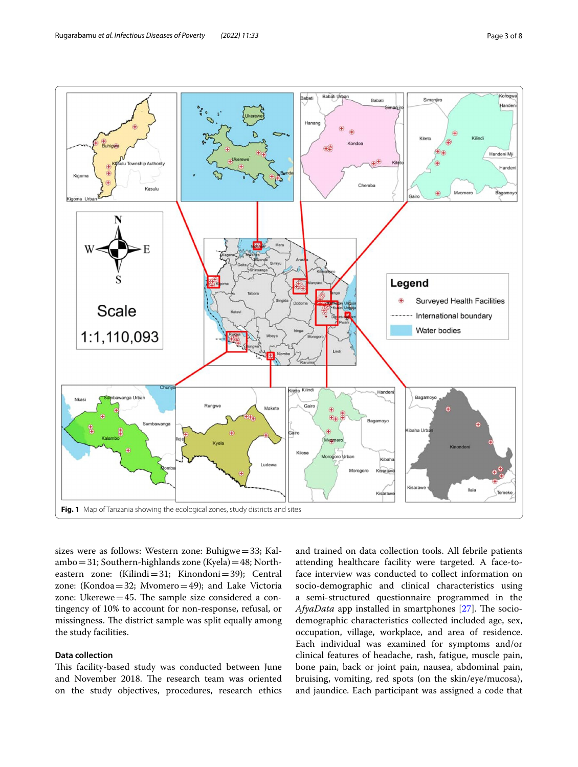Fig. 1 Map of Tanzania showing the ecological zones, study districts and sites

sizes were as follows: Western zone: Buhigwe = 33; Kalambo = 31; Southern-highlands zone (Kyela) = 48; North-eastern zone: (Kilindi = 31; Kinondoni = 39); Central zone: (Kondoa = 32; Mvomero = 49); and Lake Victoria zone: Ukerewe = 45. The sample size considered a contingency of 10% to account for non-response, refusal, or missingness. The district sample was split equally among the study facilities.

### Data collection

This facility-based study was conducted between June and November 2018. The research team was oriented on the study objectives, procedures, research ethics and trained on data collection tools. All febrile patients attending healthcare facility were targeted. A face-to-face interview was conducted to collect information on socio-demographic and clinical characteristics using a semi-structured questionnaire programmed in the *AfyaData* app installed in smartphones [27]. The socio-demographic characteristics collected included age, sex, occupation, village, workplace, and area of residence. Each individual was examined for symptoms and/or clinical features of headache, rash, fatigue, muscle pain, bone pain, back or joint pain, nausea, abdominal pain, bruising, vomiting, red spots (on the skin/eye/mucosa), and jaundice. Each participant was assigned a code that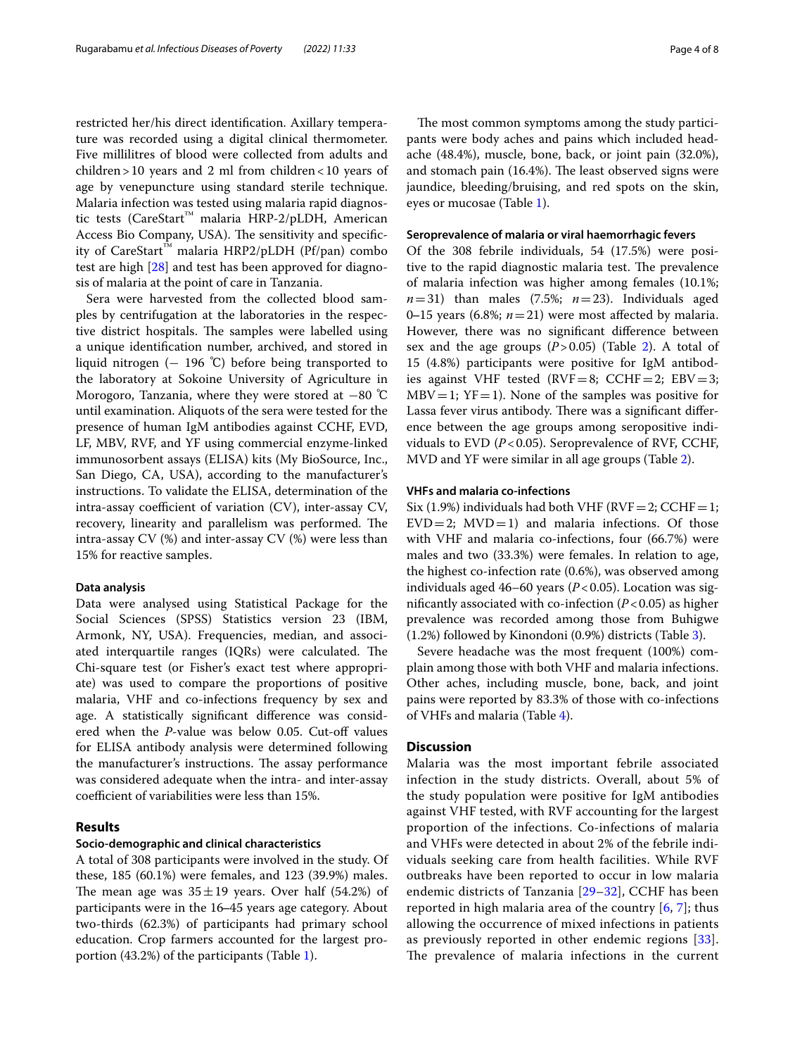restricted her/his direct identification. Axillary temperature was recorded using a digital clinical thermometer. Five millilitres of blood were collected from adults and children > 10 years and 2 ml from children < 10 years of age by venepuncture using standard sterile technique. Malaria infection was tested using malaria rapid diagnostic tests (CareStart™ malaria HRP-2/pLDH, American Access Bio Company, USA). The sensitivity and specificity of CareStart™ malaria HRP2/pLDH (Pf/pan) combo test are high [28] and test has been approved for diagnosis of malaria at the point of care in Tanzania.

Sera were harvested from the collected blood samples by centrifugation at the laboratories in the respective district hospitals. The samples were labelled using a unique identification number, archived, and stored in liquid nitrogen (− 196 ℃) before being transported to the laboratory at Sokoine University of Agriculture in Morogoro, Tanzania, where they were stored at −80 ℃ until examination. Aliquots of the sera were tested for the presence of human IgM antibodies against CCHF, EVD, LF, MBV, RVF, and YF using commercial enzyme-linked immunosorbent assays (ELISA) kits (My BioSource, Inc., San Diego, CA, USA), according to the manufacturer's instructions. To validate the ELISA, determination of the intra-assay coefficient of variation (CV), inter-assay CV, recovery, linearity and parallelism was performed. The intra-assay CV (%) and inter-assay CV (%) were less than 15% for reactive samples.

#### Data analysis

Data were analysed using Statistical Package for the Social Sciences (SPSS) Statistics version 23 (IBM, Armonk, NY, USA). Frequencies, median, and associated interquartile ranges (IQRs) were calculated. The Chi-square test (or Fisher's exact test where appropriate) was used to compare the proportions of positive malaria, VHF and co-infections frequency by sex and age. A statistically significant difference was considered when the *P*-value was below 0.05. Cut-off values for ELISA antibody analysis were determined following the manufacturer's instructions. The assay performance was considered adequate when the intra- and inter-assay coefficient of variabilities were less than 15%.

## Results

#### Socio-demographic and clinical characteristics

A total of 308 participants were involved in the study. Of these, 185 (60.1%) were females, and 123 (39.9%) males. The mean age was $35 \pm 19$ years. Over half (54.2%) of participants were in the 16–45 years age category. About two-thirds (62.3%) of participants had primary school education. Crop farmers accounted for the largest proportion (43.2%) of the participants (Table 1).

The most common symptoms among the study participants were body aches and pains which included headache (48.4%), muscle, bone, back, or joint pain (32.0%), and stomach pain (16.4%). The least observed signs were jaundice, bleeding/bruising, and red spots on the skin, eyes or mucosae (Table 1).

#### Seroprevalence of malaria or viral haemorrhagic fevers

Of the 308 febrile individuals, 54 (17.5%) were positive to the rapid diagnostic malaria test. The prevalence of malaria infection was higher among females (10.1%; $n = 31$) than males (7.5%; $n = 23$). Individuals aged 0–15 years (6.8%; $n = 21$) were most affected by malaria. However, there was no significant difference between sex and the age groups ($P > 0.05$) (Table 2). A total of 15 (4.8%) participants were positive for IgM antibodies against VHF tested (RVF = 8; CCHF = 2; EBV = 3; MBV = 1; YF = 1). None of the samples was positive for Lassa fever virus antibody. There was a significant difference between the age groups among seropositive individuals to EVD ($P < 0.05$). Seroprevalence of RVF, CCHF, MVD and YF were similar in all age groups (Table 2).

#### VHFs and malaria co-infections

Six (1.9%) individuals had both VHF (RVF = 2; CCHF = 1; EVD = 2; MVD = 1) and malaria infections. Of those with VHF and malaria co-infections, four (66.7%) were males and two (33.3%) were females. In relation to age, the highest co-infection rate (0.6%), was observed among individuals aged 46–60 years ($P < 0.05$). Location was significantly associated with co-infection ($P < 0.05$) as higher prevalence was recorded among those from Buhigwe (1.2%) followed by Kinondoni (0.9%) districts (Table 3).

Severe headache was the most frequent (100%) complain among those with both VHF and malaria infections. Other aches, including muscle, bone, back, and joint pains were reported by 83.3% of those with co-infections of VHFs and malaria (Table 4).

## Discussion

Malaria was the most important febrile associated infection in the study districts. Overall, about 5% of the study population were positive for IgM antibodies against VHF tested, with RVF accounting for the largest proportion of the infections. Co-infections of malaria and VHFs were detected in about 2% of the febrile individuals seeking care from health facilities. While RVF outbreaks have been reported to occur in low malaria endemic districts of Tanzania [29–32], CCHF has been reported in high malaria area of the country [6, 7]; thus allowing the occurrence of mixed infections in patients as previously reported in other endemic regions [33]. The prevalence of malaria infections in the current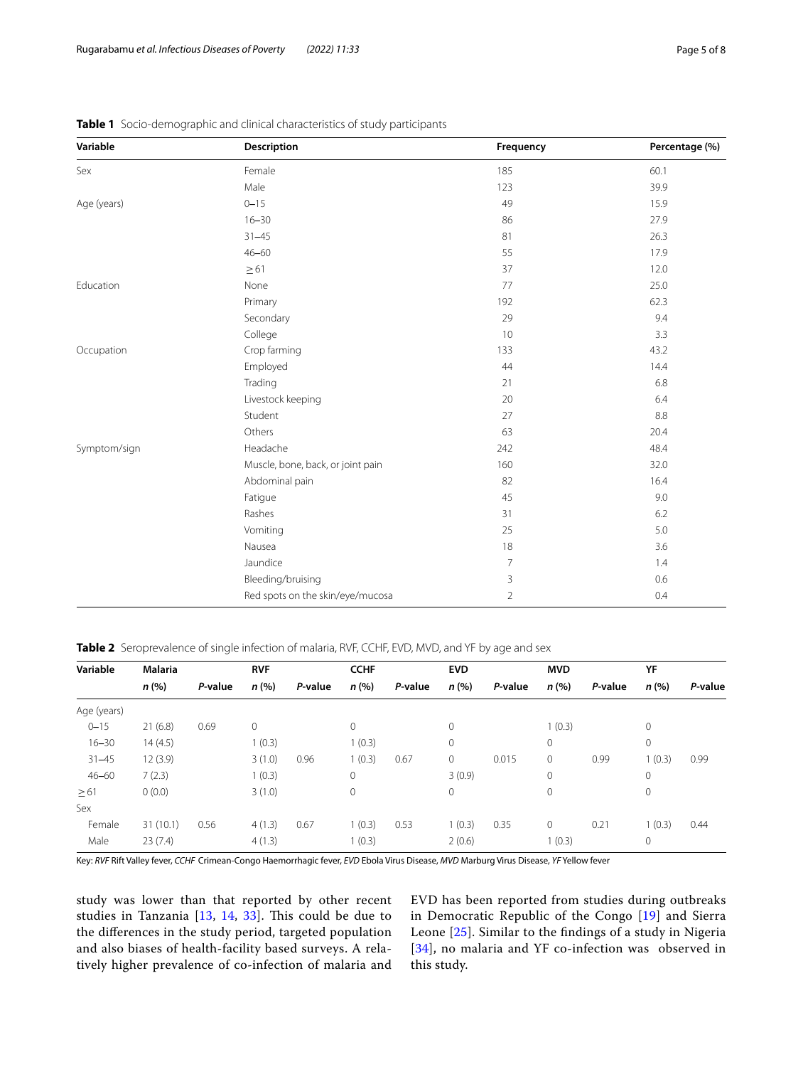**Table 1** Socio-demographic and clinical characteristics of study participants

| Variable | Description | Frequency | Percentage (%) |
|---|---|---|---|
| Sex | Female | 185 | 60.1 |
| | Male | 123 | 39.9 |
| Age (years) | 0–15 | 49 | 15.9 |
| | 16–30 | 86 | 27.9 |
| | 31–45 | 81 | 26.3 |
| | 46–60 | 55 | 17.9 |
| | ≥ 61 | 37 | 12.0 |
| Education | None | 77 | 25.0 |
| | Primary | 192 | 62.3 |
| | Secondary | 29 | 9.4 |
| | College | 10 | 3.3 |
| Occupation | Crop farming | 133 | 43.2 |
| | Employed | 44 | 14.4 |
| | Trading | 21 | 6.8 |
| | Livestock keeping | 20 | 6.4 |
| | Student | 27 | 8.8 |
| | Others | 63 | 20.4 |
| Symptom/sign | Headache | 242 | 48.4 |
| | Muscle, bone, back, or joint pain | 160 | 32.0 |
| | Abdominal pain | 82 | 16.4 |
| | Fatigue | 45 | 9.0 |
| | Rashes | 31 | 6.2 |
| | Vomiting | 25 | 5.0 |
| | Nausea | 18 | 3.6 |
| | Jaundice | 7 | 1.4 |
| | Bleeding/bruising | 3 | 0.6 |
| | Red spots on the skin/eye/mucosa | 2 | 0.4 |

**Table 2** Seroprevalence of single infection of malaria, RVF, CCHF, EVD, MVD, and YF by age and sex

| Variable | Malaria | | RVF | | CCHF | | EVD | | MVD | | YF | |
|---|---|---|---|---|---|---|---|---|---|---|---|---|
| | *n* (%) | *P*-value | *n* (%) | *P*-value | *n* (%) | *P*-value | *n* (%) | *P*-value | *n* (%) | *P*-value | *n* (%) | *P*-value |
| Age (years) | | | | | | | | | | | | |
| 0–15 | 21 (6.8) | 0.69 | 0 | | 0 | | 0 | | 1 (0.3) | | 0 | |
| 16–30 | 14 (4.5) | | 1 (0.3) | | 1 (0.3) | | 0 | | 0 | | 0 | |
| 31–45 | 12 (3.9) | | 3 (1.0) | 0.96 | 1 (0.3) | 0.67 | 0 | 0.015 | 0 | 0.99 | 1 (0.3) | 0.99 |
| 46–60 | 7 (2.3) | | 1 (0.3) | | 0 | | 3 (0.9) | | 0 | | 0 | |
| ≥ 61 | 0 (0.0) | | 3 (1.0) | | 0 | | 0 | | 0 | | 0 | |
| Sex | | | | | | | | | | | | |
| Female | 31 (10.1) | 0.56 | 4 (1.3) | 0.67 | 1 (0.3) | 0.53 | 1 (0.3) | 0.35 | 0 | 0.21 | 1 (0.3) | 0.44 |
| Male | 23 (7.4) | | 4 (1.3) | | 1 (0.3) | | 2 (0.6) | | 1 (0.3) | | 0 | |

Key: *RVF* Rift Valley fever, *CCHF* Crimean-Congo Haemorrhagic fever, *EVD* Ebola Virus Disease, *MVD* Marburg Virus Disease, *YF* Yellow fever

study was lower than that reported by other recent studies in Tanzania [13, 14, 33]. This could be due to the differences in the study period, targeted population and also biases of health-facility based surveys. A relatively higher prevalence of co-infection of malaria and EVD has been reported from studies during outbreaks in Democratic Republic of the Congo [19] and Sierra Leone [25]. Similar to the findings of a study in Nigeria [34], no malaria and YF co-infection was observed in this study.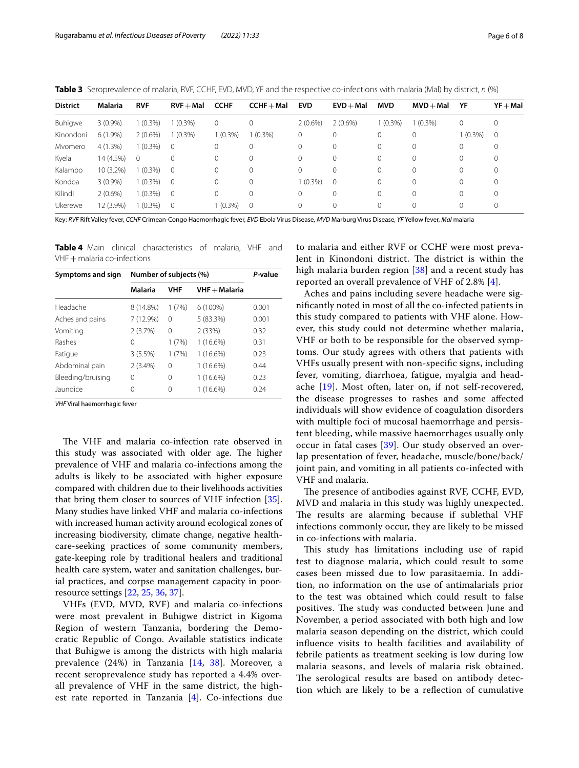**Table 3** Seroprevalence of malaria, RVF, CCHF, EVD, MVD, YF and the respective co-infections with malaria (Mal) by district, *n* (%)

| District | Malaria | RVF | RVF + Mal | CCHF | CCHF + Mal | EVD | EVD + Mal | MVD | MVD + Mal | YF | YF + Mal |
|---|---|---|---|---|---|---|---|---|---|---|---|
| Buhigwe | 3 (0.9%) | 1 (0.3%) | 1 (0.3%) | 0 | 0 | 2 (0.6%) | 2 (0.6%) | 1 (0.3%) | 1 (0.3%) | 0 | 0 |
| Kinondoni | 6 (1.9%) | 2 (0.6%) | 1 (0.3%) | 1 (0.3%) | 1 (0.3%) | 0 | 0 | 0 | 0 | 1 (0.3%) | 0 |
| Mvomero | 4 (1.3%) | 1 (0.3%) | 0 | 0 | 0 | 0 | 0 | 0 | 0 | 0 | 0 |
| Kyela | 14 (4.5%) | 0 | 0 | 0 | 0 | 0 | 0 | 0 | 0 | 0 | 0 |
| Kalambo | 10 (3.2%) | 1 (0.3%) | 0 | 0 | 0 | 0 | 0 | 0 | 0 | 0 | 0 |
| Kondoa | 3 (0.9%) | 1 (0.3%) | 0 | 0 | 0 | 1 (0.3%) | 0 | 0 | 0 | 0 | 0 |
| Kilindi | 2 (0.6%) | 1 (0.3%) | 0 | 0 | 0 | 0 | 0 | 0 | 0 | 0 | 0 |
| Ukerewe | 12 (3.9%) | 1 (0.3%) | 0 | 1 (0.3%) | 0 | 0 | 0 | 0 | 0 | 0 | 0 |

Key: *RVF* Rift Valley fever, *CCHF* Crimean-Congo Haemorrhagic fever, *EVD* Ebola Virus Disease, *MVD* Marburg Virus Disease, *YF* Yellow fever, *Mal* malaria

**Table 4** Main clinical characteristics of malaria, VHF and VHF + malaria co-infections

| Symptoms and sign | Number of subjects (%) | | | *P*-value |
|---|---|---|---|---|
| | Malaria | VHF | VHF + Malaria | |
| Headache | 8 (14.8%) | 1 (7%) | 6 (100%) | 0.001 |
| Aches and pains | 7 (12.9%) | 0 | 5 (83.3%) | 0.001 |
| Vomiting | 2 (3.7%) | 0 | 2 (33%) | 0.32 |
| Rashes | 0 | 1 (7%) | 1 (16.6%) | 0.31 |
| Fatigue | 3 (5.5%) | 1 (7%) | 1 (16.6%) | 0.23 |
| Abdominal pain | 2 (3.4%) | 0 | 1 (16.6%) | 0.44 |
| Bleeding/bruising | 0 | 0 | 1 (16.6%) | 0.23 |
| Jaundice | 0 | 0 | 1 (16.6%) | 0.24 |

*VHF* Viral haemorrhagic fever

The VHF and malaria co-infection rate observed in this study was associated with older age. The higher prevalence of VHF and malaria co-infections among the adults is likely to be associated with higher exposure compared with children due to their livelihoods activities that bring them closer to sources of VHF infection [35]. Many studies have linked VHF and malaria co-infections with increased human activity around ecological zones of increasing biodiversity, climate change, negative health-care-seeking practices of some community members, gate-keeping role by traditional healers and traditional health care system, water and sanitation challenges, burial practices, and corpse management capacity in poor-resource settings [22, 25, 36, 37].

VHFs (EVD, MVD, RVF) and malaria co-infections were most prevalent in Buhigwe district in Kigoma Region of western Tanzania, bordering the Democratic Republic of Congo. Available statistics indicate that Buhigwe is among the districts with high malaria prevalence (24%) in Tanzania [14, 38]. Moreover, a recent seroprevalence study has reported a 4.4% overall prevalence of VHF in the same district, the highest rate reported in Tanzania [4]. Co-infections due to malaria and either RVF or CCHF were most prevalent in Kinondoni district. The district is within the high malaria burden region [38] and a recent study has reported an overall prevalence of VHF of 2.8% [4].

Aches and pains including severe headache were significantly noted in most of all the co-infected patients in this study compared to patients with VHF alone. However, this study could not determine whether malaria, VHF or both to be responsible for the observed symptoms. Our study agrees with others that patients with VHFs usually present with non-specific signs, including fever, vomiting, diarrhoea, fatigue, myalgia and headache [19]. Most often, later on, if not self-recovered, the disease progresses to rashes and some affected individuals will show evidence of coagulation disorders with multiple foci of mucosal haemorrhage and persistent bleeding, while massive haemorrhages usually only occur in fatal cases [39]. Our study observed an overlap presentation of fever, headache, muscle/bone/back/joint pain, and vomiting in all patients co-infected with VHF and malaria.

The presence of antibodies against RVF, CCHF, EVD, MVD and malaria in this study was highly unexpected. The results are alarming because if sublethal VHF infections commonly occur, they are likely to be missed in co-infections with malaria.

This study has limitations including use of rapid test to diagnose malaria, which could result to some cases been missed due to low parasitaemia. In addition, no information on the use of antimalarials prior to the test was obtained which could result to false positives. The study was conducted between June and November, a period associated with both high and low malaria season depending on the district, which could influence visits to health facilities and availability of febrile patients as treatment seeking is low during low malaria seasons, and levels of malaria risk obtained. The serological results are based on antibody detection which are likely to be a reflection of cumulative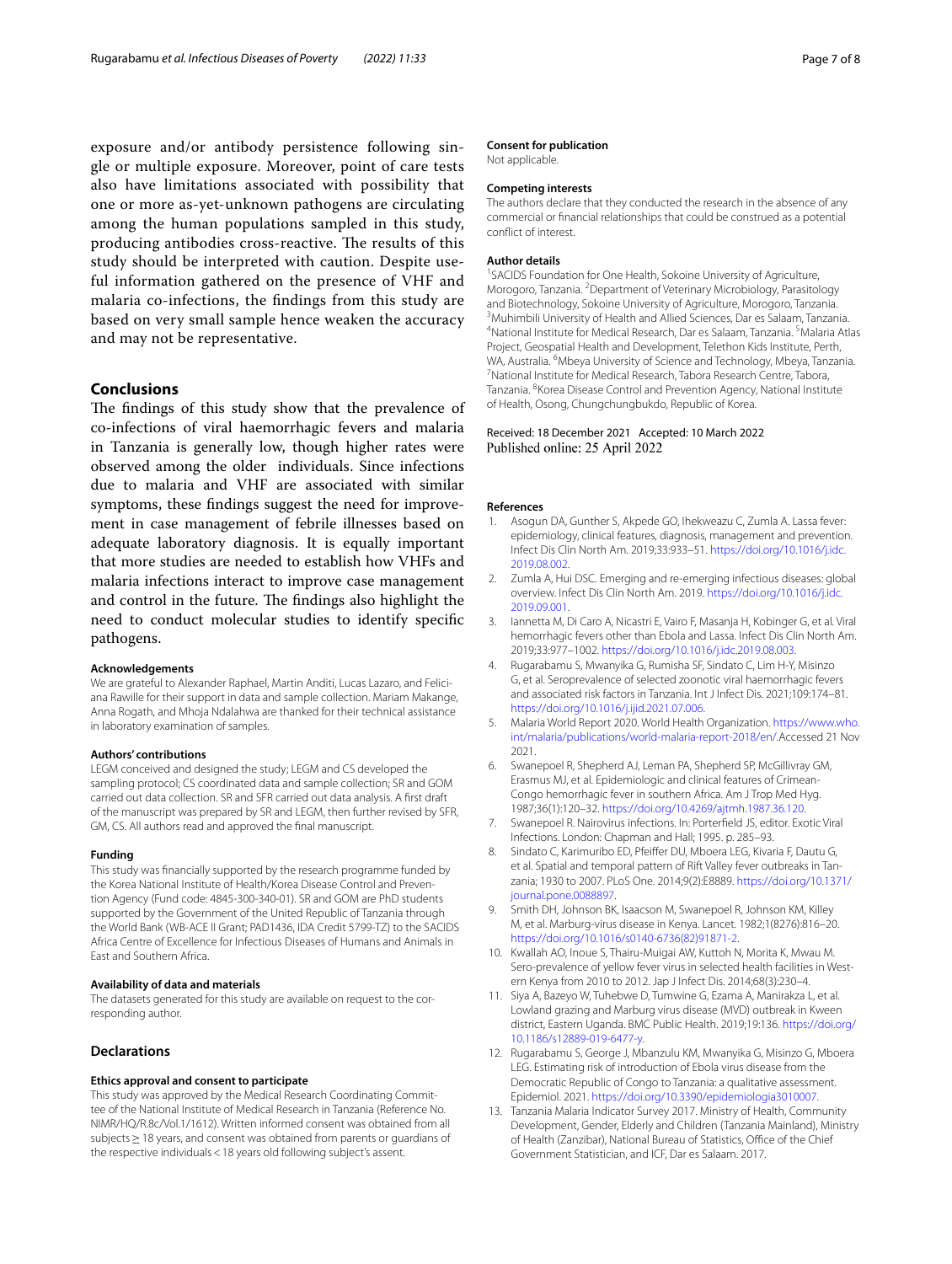exposure and/or antibody persistence following single or multiple exposure. Moreover, point of care tests also have limitations associated with possibility that one or more as-yet-unknown pathogens are circulating among the human populations sampled in this study, producing antibodies cross-reactive. The results of this study should be interpreted with caution. Despite useful information gathered on the presence of VHF and malaria co-infections, the findings from this study are based on very small sample hence weaken the accuracy and may not be representative.

## Conclusions

The findings of this study show that the prevalence of co-infections of viral haemorrhagic fevers and malaria in Tanzania is generally low, though higher rates were observed among the older individuals. Since infections due to malaria and VHF are associated with similar symptoms, these findings suggest the need for improvement in case management of febrile illnesses based on adequate laboratory diagnosis. It is equally important that more studies are needed to establish how VHFs and malaria infections interact to improve case management and control in the future. The findings also highlight the need to conduct molecular studies to identify specific pathogens.

#### Acknowledgements

We are grateful to Alexander Raphael, Martin Anditi, Lucas Lazaro, and Feliciana Rawille for their support in data and sample collection. Mariam Makange, Anna Rogath, and Mhoja Ndalahwa are thanked for their technical assistance in laboratory examination of samples.

#### Authors' contributions

LEGM conceived and designed the study; LEGM and CS developed the sampling protocol; CS coordinated data and sample collection; SR and GOM carried out data collection. SR and SFR carried out data analysis. A first draft of the manuscript was prepared by SR and LEGM, then further revised by SFR, GM, CS. All authors read and approved the final manuscript.

#### Funding

This study was financially supported by the research programme funded by the Korea National Institute of Health/Korea Disease Control and Prevention Agency (Fund code: 4845-300-340-01). SR and GOM are PhD students supported by the Government of the United Republic of Tanzania through the World Bank (WB-ACE II Grant; PAD1436, IDA Credit 5799-TZ) to the SACIDS Africa Centre of Excellence for Infectious Diseases of Humans and Animals in East and Southern Africa.

#### Availability of data and materials

The datasets generated for this study are available on request to the corresponding author.

## Declarations

#### Ethics approval and consent to participate

This study was approved by the Medical Research Coordinating Committee of the National Institute of Medical Research in Tanzania (Reference No. NIMR/HQ/R.8c/Vol.1/1612). Written informed consent was obtained from all subjects ≥ 18 years, and consent was obtained from parents or guardians of the respective individuals < 18 years old following subject's assent.

#### Consent for publication

Not applicable.

#### Competing interests

The authors declare that they conducted the research in the absence of any commercial or financial relationships that could be construed as a potential conflict of interest.

#### Author details

[1]SACIDS Foundation for One Health, Sokoine University of Agriculture, Morogoro, Tanzania. [2]Department of Veterinary Microbiology, Parasitology and Biotechnology, Sokoine University of Agriculture, Morogoro, Tanzania. [3]Muhimbili University of Health and Allied Sciences, Dar es Salaam, Tanzania. [4]National Institute for Medical Research, Dar es Salaam, Tanzania. [5]Malaria Atlas Project, Geospatial Health and Development, Telethon Kids Institute, Perth, WA, Australia. [6]Mbeya University of Science and Technology, Mbeya, Tanzania. [7]National Institute for Medical Research, Tabora Research Centre, Tabora, Tanzania. [8]Korea Disease Control and Prevention Agency, National Institute of Health, Osong, Chungchungbukdo, Republic of Korea.

Received: 18 December 2021 Accepted: 10 March 2022
Published online: 25 April 2022

#### References

1. Asogun DA, Gunther S, Akpede GO, Ihekweazu C, Zumla A. Lassa fever: epidemiology, clinical features, diagnosis, management and prevention. Infect Dis Clin North Am. 2019;33:933–51. https://doi.org/10.1016/j.idc.2019.08.002.
2. Zumla A, Hui DSC. Emerging and re-emerging infectious diseases: global overview. Infect Dis Clin North Am. 2019. https://doi.org/10.1016/j.idc.2019.09.001.
3. Iannetta M, Di Caro A, Nicastri E, Vairo F, Masanja H, Kobinger G, et al. Viral hemorrhagic fevers other than Ebola and Lassa. Infect Dis Clin North Am. 2019;33:977–1002. https://doi.org/10.1016/j.idc.2019.08.003.
4. Rugarabamu S, Mwanyika G, Rumisha SF, Sindato C, Lim H-Y, Misinzo G, et al. Seroprevalence of selected zoonotic viral haemorrhagic fevers and associated risk factors in Tanzania. Int J Infect Dis. 2021;109:174–81. https://doi.org/10.1016/j.ijid.2021.07.006.
5. Malaria World Report 2020. World Health Organization. https://www.who.int/malaria/publications/world-malaria-report-2018/en/.Accessed 21 Nov 2021.
6. Swanepoel R, Shepherd AJ, Leman PA, Shepherd SP, McGillivray GM, Erasmus MJ, et al. Epidemiologic and clinical features of Crimean-Congo hemorrhagic fever in southern Africa. Am J Trop Med Hyg. 1987;36(1):120–32. https://doi.org/10.4269/ajtmh.1987.36.120.
7. Swanepoel R. Nairovirus infections. In: Porterfield JS, editor. Exotic Viral Infections. London: Chapman and Hall; 1995. p. 285–93.
8. Sindato C, Karimuribo ED, Pfeiffer DU, Mboera LEG, Kivaria F, Dautu G, et al. Spatial and temporal pattern of Rift Valley fever outbreaks in Tanzania; 1930 to 2007. PLoS One. 2014;9(2):E8889. https://doi.org/10.1371/journal.pone.0088897.
9. Smith DH, Johnson BK, Isaacson M, Swanepoel R, Johnson KM, Killey M, et al. Marburg-virus disease in Kenya. Lancet. 1982;1(8276):816–20. https://doi.org/10.1016/s0140-6736(82)91871-2.
10. Kwallah AO, Inoue S, Thairu-Muigai AW, Kuttoh N, Morita K, Mwau M. Sero-prevalence of yellow fever virus in selected health facilities in Western Kenya from 2010 to 2012. Jap J Infect Dis. 2014;68(3):230–4.
11. Siya A, Bazeyo W, Tuhebwe D, Tumwine G, Ezama A, Manirakza L, et al. Lowland grazing and Marburg virus disease (MVD) outbreak in Kween district, Eastern Uganda. BMC Public Health. 2019;19:136. https://doi.org/10.1186/s12889-019-6477-y.
12. Rugarabamu S, George J, Mbanzulu KM, Mwanyika G, Misinzo G, Mboera LEG. Estimating risk of introduction of Ebola virus disease from the Democratic Republic of Congo to Tanzania: a qualitative assessment. Epidemiol. 2021. https://doi.org/10.3390/epidemiologia3010007.
13. Tanzania Malaria Indicator Survey 2017. Ministry of Health, Community Development, Gender, Elderly and Children (Tanzania Mainland), Ministry of Health (Zanzibar), National Bureau of Statistics, Office of the Chief Government Statistician, and ICF, Dar es Salaam. 2017.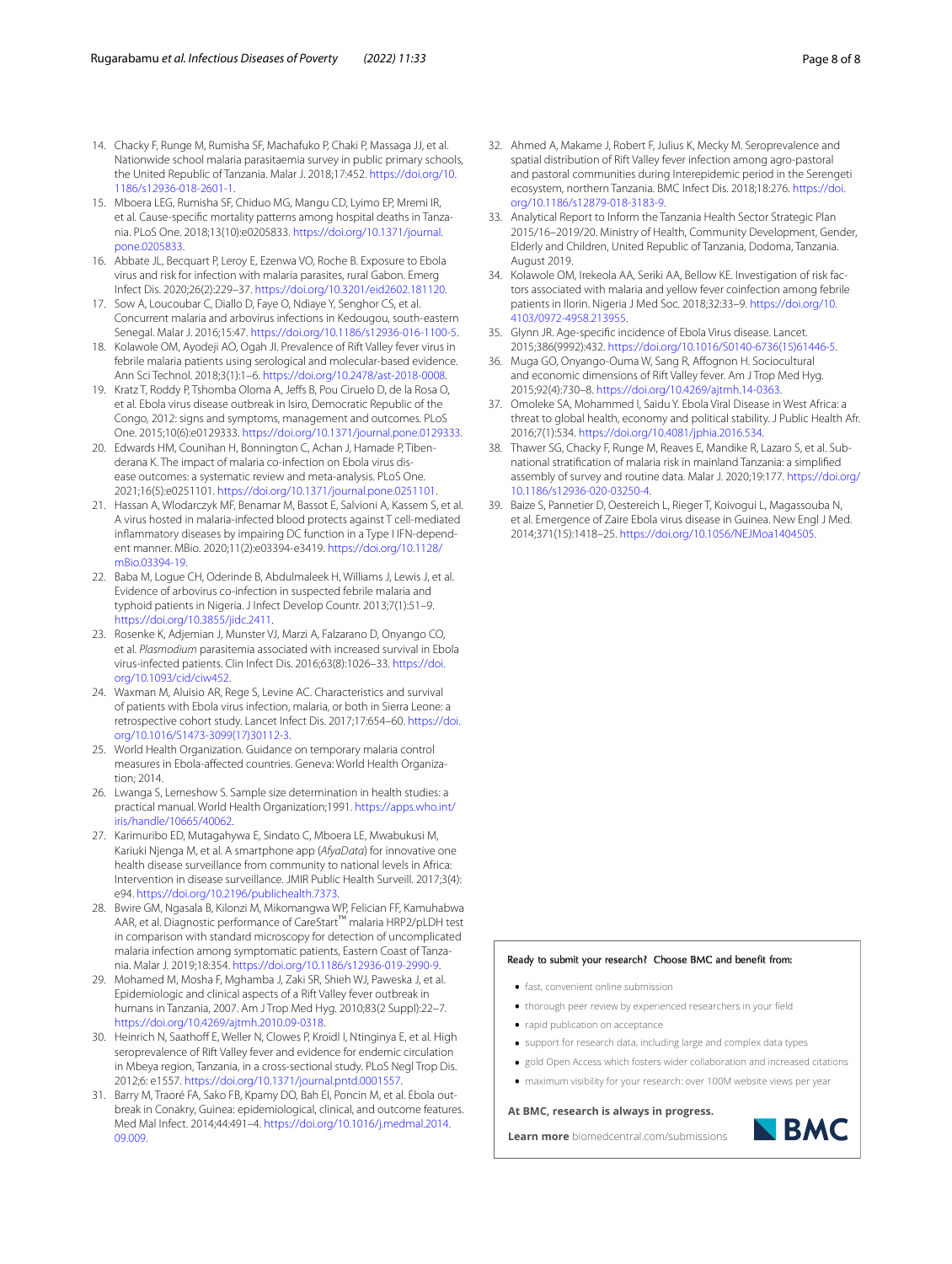14. Chacky F, Runge M, Rumisha SF, Machafuko P, Chaki P, Massaga JJ, et al. Nationwide school malaria parasitaemia survey in public primary schools, the United Republic of Tanzania. Malar J. 2018;17:452. https://doi.org/10.1186/s12936-018-2601-1.
15. Mboera LEG, Rumisha SF, Chiduo MG, Mangu CD, Lyimo EP, Mremi IR, et al. Cause-specific mortality patterns among hospital deaths in Tanzania. PLoS One. 2018;13(10):e0205833. https://doi.org/10.1371/journal.pone.0205833.
16. Abbate JL, Becquart P, Leroy E, Ezenwa VO, Roche B. Exposure to Ebola virus and risk for infection with malaria parasites, rural Gabon. Emerg Infect Dis. 2020;26(2):229–37. https://doi.org/10.3201/eid2602.181120.
17. Sow A, Loucoubar C, Diallo D, Faye O, Ndiaye Y, Senghor CS, et al. Concurrent malaria and arbovirus infections in Kedougou, south-eastern Senegal. Malar J. 2016;15:47. https://doi.org/10.1186/s12936-016-1100-5.
18. Kolawole OM, Ayodeji AO, Ogah JI. Prevalence of Rift Valley fever virus in febrile malaria patients using serological and molecular-based evidence. Ann Sci Technol. 2018;3(1):1–6. https://doi.org/10.2478/ast-2018-0008.
19. Kratz T, Roddy P, Tshomba Oloma A, Jeffs B, Pou Ciruelo D, de la Rosa O, et al. Ebola virus disease outbreak in Isiro, Democratic Republic of the Congo, 2012: signs and symptoms, management and outcomes. PLoS One. 2015;10(6):e0129333. https://doi.org/10.1371/journal.pone.0129333.
20. Edwards HM, Counihan H, Bonnington C, Achan J, Hamade P, Tibenderana K. The impact of malaria co-infection on Ebola virus disease outcomes: a systematic review and meta-analysis. PLoS One. 2021;16(5):e0251101. https://doi.org/10.1371/journal.pone.0251101.
21. Hassan A, Wlodarczyk MF, Benamar M, Bassot E, Salvioni A, Kassem S, et al. A virus hosted in malaria-infected blood protects against T cell-mediated inflammatory diseases by impairing DC function in a Type I IFN-dependent manner. MBio. 2020;11(2):e03394-e3419. https://doi.org/10.1128/mBio.03394-19.
22. Baba M, Logue CH, Oderinde B, Abdulmaleek H, Williams J, Lewis J, et al. Evidence of arbovirus co-infection in suspected febrile malaria and typhoid patients in Nigeria. J Infect Develop Countr. 2013;7(1):51–9. https://doi.org/10.3855/jidc.2411.
23. Rosenke K, Adjemian J, Munster VJ, Marzi A, Falzarano D, Onyango CO, et al. *Plasmodium* parasitemia associated with increased survival in Ebola virus-infected patients. Clin Infect Dis. 2016;63(8):1026–33. https://doi.org/10.1093/cid/ciw452.
24. Waxman M, Aluisio AR, Rege S, Levine AC. Characteristics and survival of patients with Ebola virus infection, malaria, or both in Sierra Leone: a retrospective cohort study. Lancet Infect Dis. 2017;17:654–60. https://doi.org/10.1016/S1473-3099(17)30112-3.
25. World Health Organization. Guidance on temporary malaria control measures in Ebola-affected countries. Geneva: World Health Organization; 2014.
26. Lwanga S, Lemeshow S. Sample size determination in health studies: a practical manual. World Health Organization;1991. https://apps.who.int/iris/handle/10665/40062.
27. Karimuribo ED, Mutagahywa E, Sindato C, Mboera LE, Mwabukusi M, Kariuki Njenga M, et al. A smartphone app (*AfyaData*) for innovative one health disease surveillance from community to national levels in Africa: Intervention in disease surveillance. JMIR Public Health Surveill. 2017;3(4):e94. https://doi.org/10.2196/publichealth.7373.
28. Bwire GM, Ngasala B, Kilonzi M, Mikomangwa WP, Felician FF, Kamuhabwa AAR, et al. Diagnostic performance of CareStart™ malaria HRP2/pLDH test in comparison with standard microscopy for detection of uncomplicated malaria infection among symptomatic patients, Eastern Coast of Tanzania. Malar J. 2019;18:354. https://doi.org/10.1186/s12936-019-2990-9.
29. Mohamed M, Mosha F, Mghamba J, Zaki SR, Shieh WJ, Paweska J, et al. Epidemiologic and clinical aspects of a Rift Valley fever outbreak in humans in Tanzania, 2007. Am J Trop Med Hyg. 2010;83(2 Suppl):22–7. https://doi.org/10.4269/ajtmh.2010.09-0318.
30. Heinrich N, Saathoff E, Weller N, Clowes P, Kroidl I, Ntinginya E, et al. High seroprevalence of Rift Valley fever and evidence for endemic circulation in Mbeya region, Tanzania, in a cross-sectional study. PLoS Negl Trop Dis. 2012;6: e1557. https://doi.org/10.1371/journal.pntd.0001557.
31. Barry M, Traoré FA, Sako FB, Kpamy DO, Bah EI, Poncin M, et al. Ebola outbreak in Conakry, Guinea: epidemiological, clinical, and outcome features. Med Mal Infect. 2014;44:491–4. https://doi.org/10.1016/j.medmal.2014.09.009.
32. Ahmed A, Makame J, Robert F, Julius K, Mecky M. Seroprevalence and spatial distribution of Rift Valley fever infection among agro-pastoral and pastoral communities during Interepidemic period in the Serengeti ecosystem, northern Tanzania. BMC Infect Dis. 2018;18:276. https://doi.org/10.1186/s12879-018-3183-9.
33. Analytical Report to Inform the Tanzania Health Sector Strategic Plan 2015/16–2019/20. Ministry of Health, Community Development, Gender, Elderly and Children, United Republic of Tanzania, Dodoma, Tanzania. August 2019.
34. Kolawole OM, Irekeola AA, Seriki AA, Bellow KE. Investigation of risk factors associated with malaria and yellow fever coinfection among febrile patients in Ilorin. Nigeria J Med Soc. 2018;32:33–9. https://doi.org/10.4103/0972-4958.213955.
35. Glynn JR. Age-specific incidence of Ebola Virus disease. Lancet. 2015;386(9992):432. https://doi.org/10.1016/S0140-6736(15)61446-5.
36. Muga GO, Onyango-Ouma W, Sang R, Affognon H. Sociocultural and economic dimensions of Rift Valley fever. Am J Trop Med Hyg. 2015;92(4):730–8. https://doi.org/10.4269/ajtmh.14-0363.
37. Omoleke SA, Mohammed I, Saidu Y. Ebola Viral Disease in West Africa: a threat to global health, economy and political stability. J Public Health Afr. 2016;7(1):534. https://doi.org/10.4081/jphia.2016.534.
38. Thawer SG, Chacky F, Runge M, Reaves E, Mandike R, Lazaro S, et al. Sub-national stratification of malaria risk in mainland Tanzania: a simplified assembly of survey and routine data. Malar J. 2020;19:177. https://doi.org/10.1186/s12936-020-03250-4.
39. Baize S, Pannetier D, Oestereich L, Rieger T, Koivogui L, Magassouba N, et al. Emergence of Zaire Ebola virus disease in Guinea. New Engl J Med. 2014;371(15):1418–25. https://doi.org/10.1056/NEJMoa1404505.

Ready to submit your research? Choose BMC and benefit from:

- fast, convenient online submission
- thorough peer review by experienced researchers in your field
- rapid publication on acceptance
- support for research data, including large and complex data types
- gold Open Access which fosters wider collaboration and increased citations
- maximum visibility for your research: over 100M website views per year

**At BMC, research is always in progress.**

**Learn more** biomedcentral.com/submissions

BMC